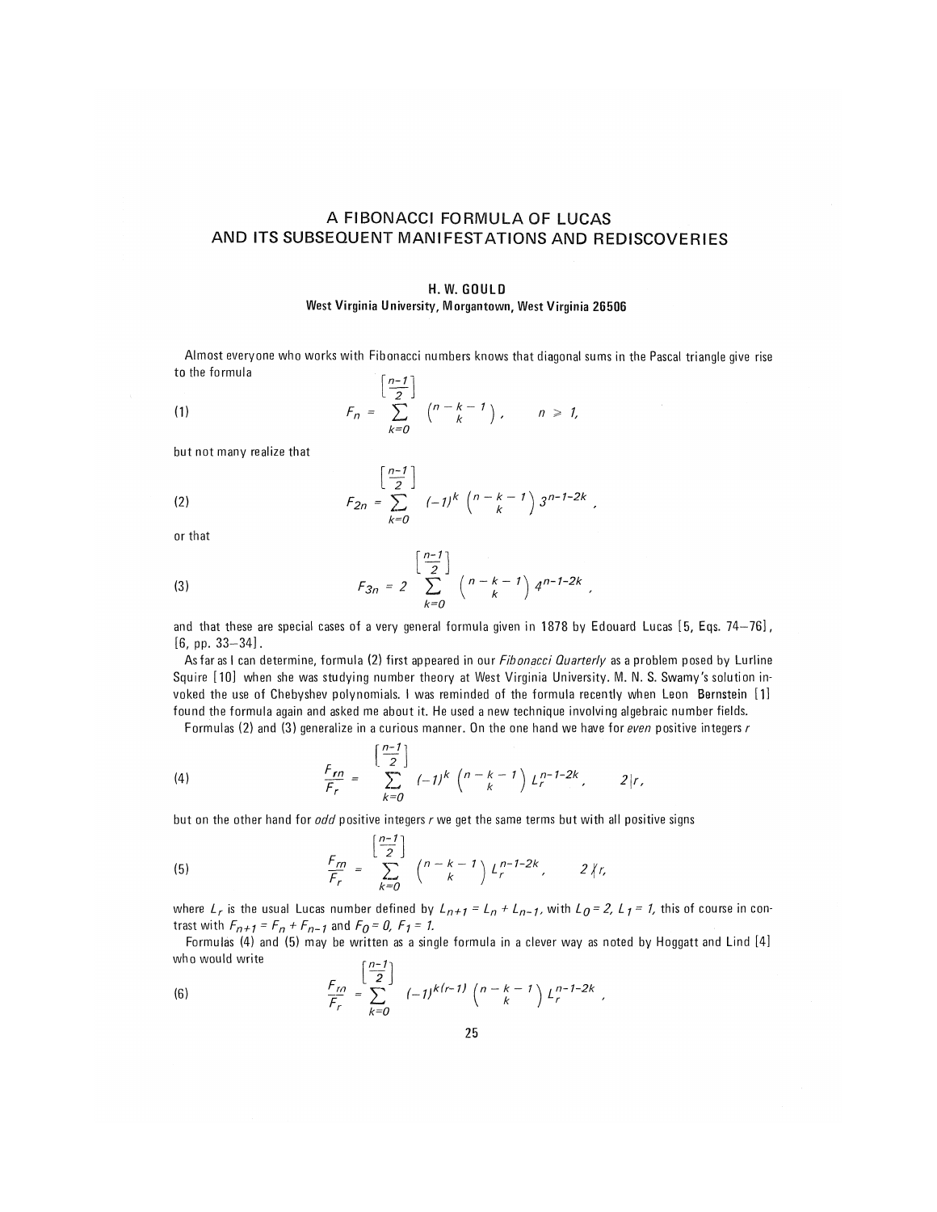# A FIBONACCI FORMULA OF LUCAS AND ITS SUBSEQUENT MANIFESTATIONS AND REDISCOVERIES

**H. W. GOULD**

**West Virginia University, Morgantown, West Virginia 26506**

Almost everyone who works with Fibonacci numbers knows that diagonal sums in the Pascal triangle give rise to the formula

$$(1) \qquad F_n = \sum_{k=0}^{\left[\frac{n-1}{2}\right]} \binom{n-k-1}{k}, \qquad n \geq 1,$$

but not many realize that

$$(2) \qquad F_{2n} = \sum_{k=0}^{\left[\frac{n-1}{2}\right]} (-1)^k \binom{n-k-1}{k} 3^{n-1-2k},$$

or that

$$(3) \qquad F_{3n} = 2 \sum_{k=0}^{\left[\frac{n-1}{2}\right]} \binom{n-k-1}{k} 4^{n-1-2k},$$

and that these are special cases of a very general formula given in 1878 by Edouard Lucas [5, Eqs. 74–76], [6, pp. 33–34].

As far as I can determine, formula (2) first appeared in our *Fibonacci Quarterly* as a problem posed by Lurline Squire [10] when she was studying number theory at West Virginia University. M. N. S. Swamy's solution invoked the use of Chebyshev polynomials. I was reminded of the formula recently when Leon Bernstein [1] found the formula again and asked me about it. He used a new technique involving algebraic number fields.

Formulas (2) and (3) generalize in a curious manner. On the one hand we have for *even* positive integers $r$

$$(4) \qquad \frac{F_{rn}}{F_r} = \sum_{k=0}^{\left[\frac{n-1}{2}\right]} (-1)^k \binom{n-k-1}{k} L_r^{n-1-2k}, \qquad 2|r,$$

but on the other hand for *odd* positive integers $r$ we get the same terms but with all positive signs

$$(5) \qquad \frac{F_{rn}}{F_r} = \sum_{k=0}^{\left[\frac{n-1}{2}\right]} \binom{n-k-1}{k} L_r^{n-1-2k}, \qquad 2 \nmid r,$$

where $L_r$ is the usual Lucas number defined by $L_{n+1} = L_n + L_{n-1}$, with $L_0 = 2$, $L_1 = 1$, this of course in contrast with $F_{n+1} = F_n + F_{n-1}$ and $F_0 = 0$, $F_1 = 1$.

Formulas (4) and (5) may be written as a single formula in a clever way as noted by Hoggatt and Lind [4] who would write

$$(6) \qquad \frac{F_{rn}}{F_r} = \sum_{k=0}^{\left[\frac{n-1}{2}\right]} (-1)^{k(r-1)} \binom{n-k-1}{k} L_r^{n-1-2k},$$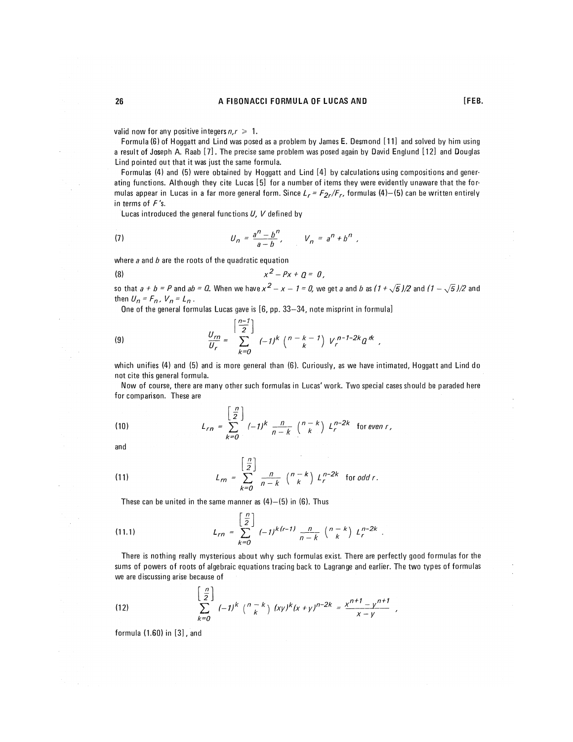valid now for any positive integers $n, r \geq 1$.

Formula (6) of Hoggatt and Lind was posed as a problem by James E. Desmond [11] and solved by him using a result of Joseph A. Raab [7]. The precise same problem was posed again by David Englund [12] and Douglas Lind pointed out that it was just the same formula.

Formulas (4) and (5) were obtained by Hoggatt and Lind [4] by calculations using compositions and generating functions. Although they cite Lucas [5] for a number of items they were evidently unaware that the formulas appear in Lucas in a far more general form. Since $L_r = F_{2r}/F_r$, formulas (4)–(5) can be written entirely in terms of $F$'s.

Lucas introduced the general functions $U$, $V$ defined by

$$U_n = \frac{a^n - b^n}{a - b}, \qquad V_n = a^n + b^n, \tag{7}$$

where $a$ and $b$ are the roots of the quadratic equation

$$x^2 - Px + Q = 0, \tag{8}$$

so that $a + b = P$ and $ab = Q$. When we have $x^2 - x - 1 = 0$, we get $a$ and $b$ as $(1+\sqrt{5})/2$ and $(1-\sqrt{5})/2$ and then $U_n = F_n$, $V_n = L_n$.

One of the general formulas Lucas gave is [6, pp. 33–34, note misprint in formula]

$$\frac{U_{rn}}{U_r} = \sum_{k=0}^{\left[\frac{n-1}{2}\right]} (-1)^k \binom{n-k-1}{k} V_r^{n-1-2k} Q^{rk}, \tag{9}$$

which unifies (4) and (5) and is more general than (6). Curiously, as we have intimated, Hoggatt and Lind do not cite this general formula.

Now of course, there are many other such formulas in Lucas' work. Two special cases should be paraded here for comparison. These are

$$L_{rn} = \sum_{k=0}^{\left[\frac{n}{2}\right]} (-1)^k \frac{n}{n-k} \binom{n-k}{k} L_r^{n-2k} \quad \text{for } even\ r, \tag{10}$$

and

$$L_{rn} = \sum_{k=0}^{\left[\frac{n}{2}\right]} \frac{n}{n-k} \binom{n-k}{k} L_r^{n-2k} \quad \text{for } odd\ r. \tag{11}$$

These can be united in the same manner as (4)–(5) in (6). Thus

$$L_{rn} = \sum_{k=0}^{\left[\frac{n}{2}\right]} (-1)^{k(r-1)} \frac{n}{n-k} \binom{n-k}{k} L_r^{n-2k}. \tag{11.1}$$

There is nothing really mysterious about why such formulas exist. There are perfectly good formulas for the sums of powers of roots of algebraic equations tracing back to Lagrange and earlier. The two types of formulas we are discussing arise because of

$$\sum_{k=0}^{\left[\frac{n}{2}\right]} (-1)^k \binom{n-k}{k} (xy)^k (x+y)^{n-2k} = \frac{x^{n+1} - y^{n+1}}{x - y}, \tag{12}$$

formula (1.60) in [3], and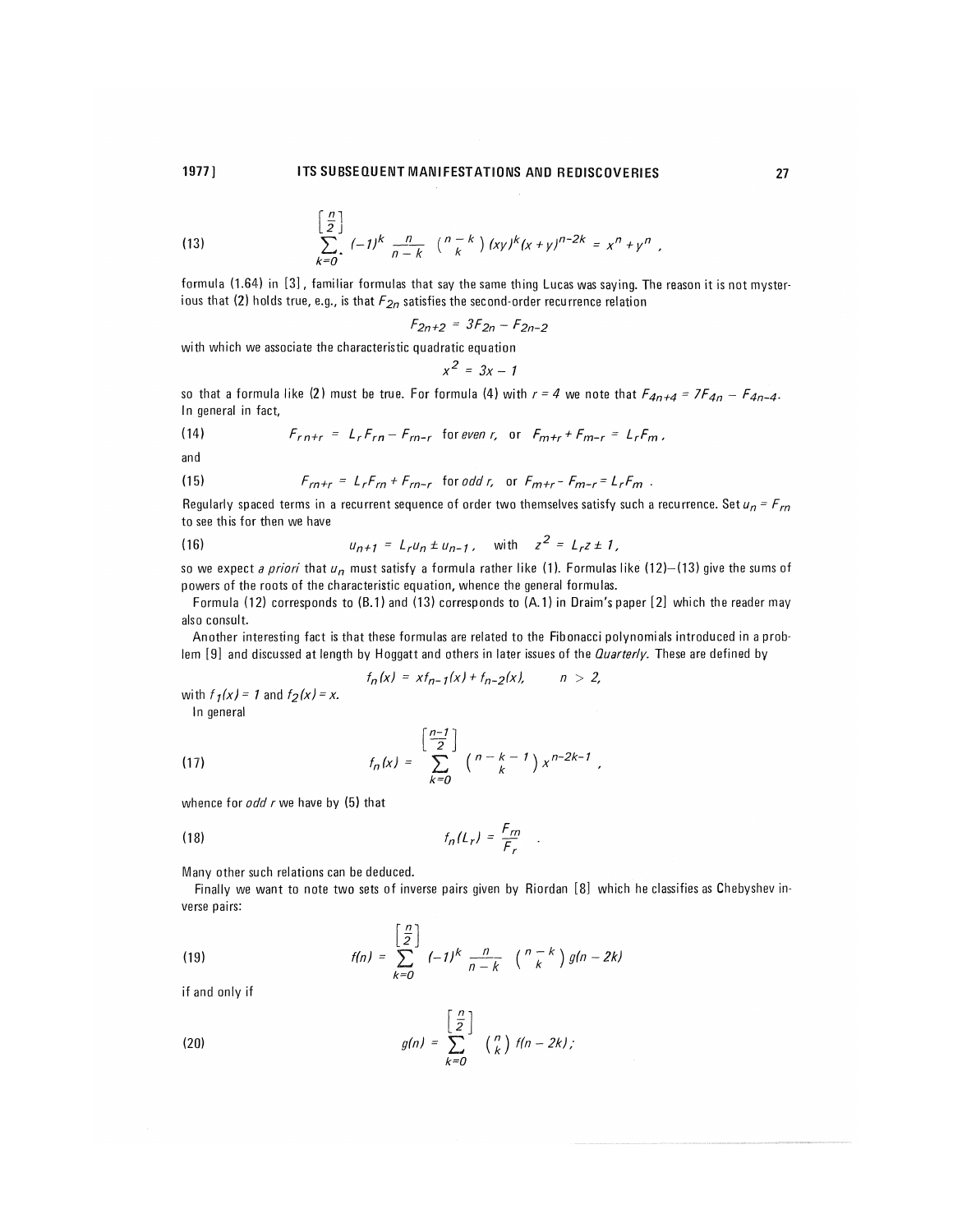$$\sum_{k=0}^{\left[\frac{n}{2}\right]} (-1)^k \frac{n}{n-k} \binom{n-k}{k} (xy)^k (x+y)^{n-2k} = x^n + y^n, \tag{13}$$

formula (1.64) in [3], familiar formulas that say the same thing Lucas was saying. The reason it is not mysterious that (2) holds true, e.g., is that $F_{2n}$ satisfies the second-order recurrence relation

$$F_{2n+2} = 3F_{2n} - F_{2n-2}$$

with which we associate the characteristic quadratic equation

$$x^2 = 3x - 1$$

so that a formula like (2) must be true. For formula (4) with $r = 4$ we note that $F_{4n+4} = 7F_{4n} - F_{4n-4}$. In general in fact,

$$F_{rn+r} = L_r F_{rn} - F_{rn-r} \quad \text{for } \textit{even } r, \quad \text{or} \quad F_{m+r} + F_{m-r} = L_r F_m, \tag{14}$$

and

$$F_{rn+r} = L_r F_{rn} + F_{rn-r} \quad \text{for } \textit{odd } r, \quad \text{or} \quad F_{m+r} - F_{m-r} = L_r F_m. \tag{15}$$

Regularly spaced terms in a recurrent sequence of order two themselves satisfy such a recurrence. Set $u_n = F_{rn}$ to see this for then we have

$$u_{n+1} = L_r u_n \pm u_{n-1}, \quad \text{with} \quad z^2 = L_r z \pm 1, \tag{16}$$

so we expect *a priori* that $u_n$ must satisfy a formula rather like (1). Formulas like (12)–(13) give the sums of powers of the roots of the characteristic equation, whence the general formulas.

Formula (12) corresponds to (B.1) and (13) corresponds to (A.1) in Draim's paper [2] which the reader may also consult.

Another interesting fact is that these formulas are related to the Fibonacci polynomials introduced in a problem [9] and discussed at length by Hoggatt and others in later issues of the *Quarterly*. These are defined by

$$f_n(x) = x f_{n-1}(x) + f_{n-2}(x), \qquad n > 2,$$

with $f_1(x) = 1$ and $f_2(x) = x$.

In general

$$f_n(x) = \sum_{k=0}^{\left[\frac{n-1}{2}\right]} \binom{n-k-1}{k} x^{n-2k-1}, \tag{17}$$

whence for *odd r* we have by (5) that

$$f_n(L_r) = \frac{F_{rn}}{F_r}. \tag{18}$$

Many other such relations can be deduced.

Finally we want to note two sets of inverse pairs given by Riordan [8] which he classifies as Chebyshev inverse pairs:

$$f(n) = \sum_{k=0}^{\left[\frac{n}{2}\right]} (-1)^k \frac{n}{n-k} \binom{n-k}{k} g(n-2k) \tag{19}$$

if and only if

$$g(n) = \sum_{k=0}^{\left[\frac{n}{2}\right]} \binom{n}{k} f(n-2k); \tag{20}$$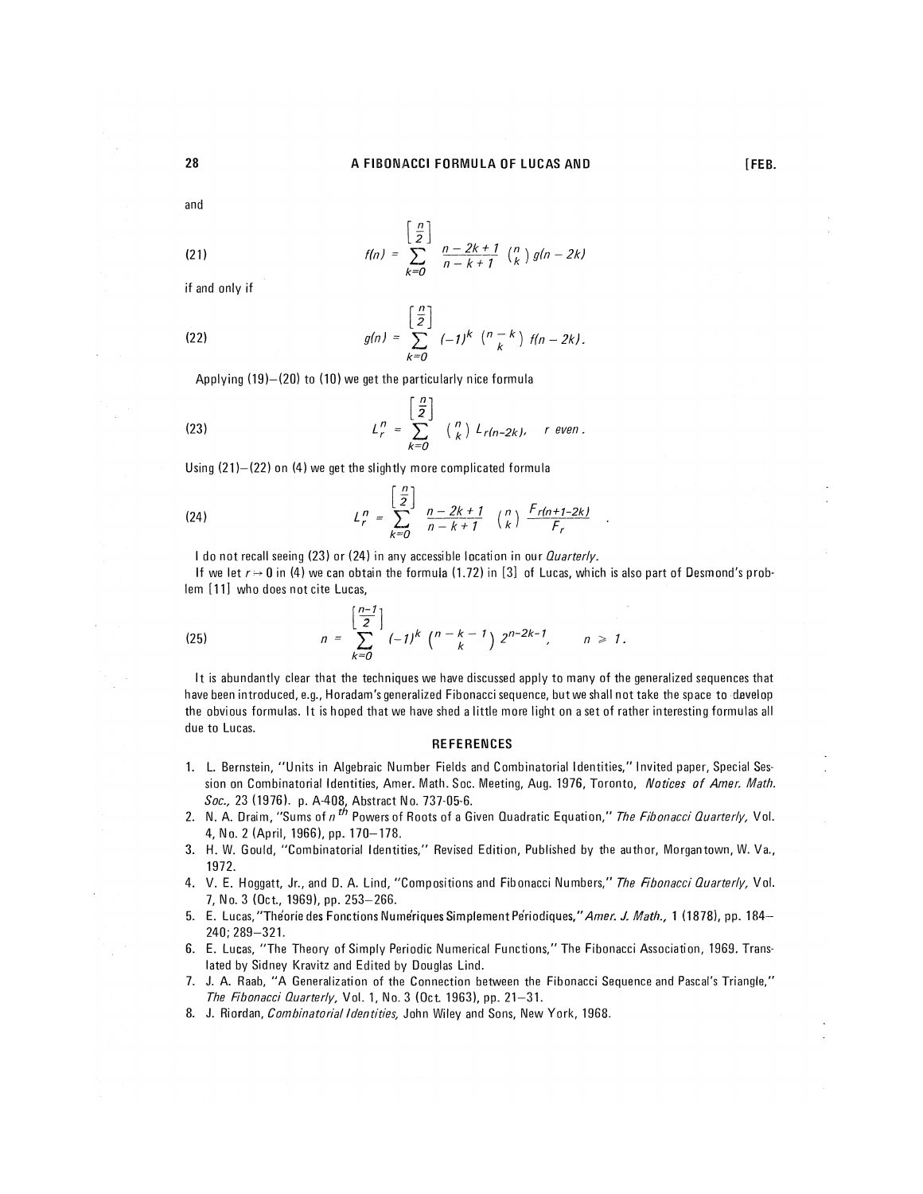and

$$f(n) = \sum_{k=0}^{\left[\frac{n}{2}\right]} \frac{n-2k+1}{n-k+1} \binom{n}{k} g(n-2k) \tag{21}$$

if and only if

$$g(n) = \sum_{k=0}^{\left[\frac{n}{2}\right]} (-1)^k \binom{n-k}{k} f(n-2k). \tag{22}$$

Applying (19)–(20) to (10) we get the particularly nice formula

$$L_r^n = \sum_{k=0}^{\left[\frac{n}{2}\right]} \binom{n}{k} L_{r(n-2k)}, \quad r \text{ even}. \tag{23}$$

Using (21)–(22) on (4) we get the slightly more complicated formula

$$L_r^n = \sum_{k=0}^{\left[\frac{n}{2}\right]} \frac{n-2k+1}{n-k+1} \binom{n}{k} \frac{F_{r(n+1-2k)}}{F_r}. \tag{24}$$

I do not recall seeing (23) or (24) in any accessible location in our *Quarterly*.

If we let $r \to 0$ in (4) we can obtain the formula (1.72) in [3] of Lucas, which is also part of Desmond's problem [11] who does not cite Lucas,

$$n = \sum_{k=0}^{\left[\frac{n-1}{2}\right]} (-1)^k \binom{n-k-1}{k} 2^{n-2k-1}, \quad n \geq 1. \tag{25}$$

It is abundantly clear that the techniques we have discussed apply to many of the generalized sequences that have been introduced, e.g., Horadam's generalized Fibonacci sequence, but we shall not take the space to develop the obvious formulas. It is hoped that we have shed a little more light on a set of rather interesting formulas all due to Lucas.

## REFERENCES

1. L. Bernstein, "Units in Algebraic Number Fields and Combinatorial Identities," Invited paper, Special Session on Combinatorial Identities, Amer. Math. Soc. Meeting, Aug. 1976, Toronto, *Notices of Amer. Math. Soc.*, 23 (1976). p. A-408, Abstract No. 737-05-6.
2. N. A. Draim, "Sums of $n^{th}$ Powers of Roots of a Given Quadratic Equation," *The Fibonacci Quarterly*, Vol. 4, No. 2 (April, 1966), pp. 170–178.
3. H. W. Gould, "Combinatorial Identities," Revised Edition, Published by the author, Morgantown, W. Va., 1972.
4. V. E. Hoggatt, Jr., and D. A. Lind, "Compositions and Fibonacci Numbers," *The Fibonacci Quarterly*, Vol. 7, No. 3 (Oct., 1969), pp. 253–266.
5. E. Lucas, "Théorie des Fonctions Numériques Simplement Périodiques," *Amer. J. Math.*, 1 (1878), pp. 184–240; 289–321.
6. E. Lucas, "The Theory of Simply Periodic Numerical Functions," The Fibonacci Association, 1969. Translated by Sidney Kravitz and Edited by Douglas Lind.
7. J. A. Raab, "A Generalization of the Connection between the Fibonacci Sequence and Pascal's Triangle," *The Fibonacci Quarterly*, Vol. 1, No. 3 (Oct. 1963), pp. 21–31.
8. J. Riordan, *Combinatorial Identities*, John Wiley and Sons, New York, 1968.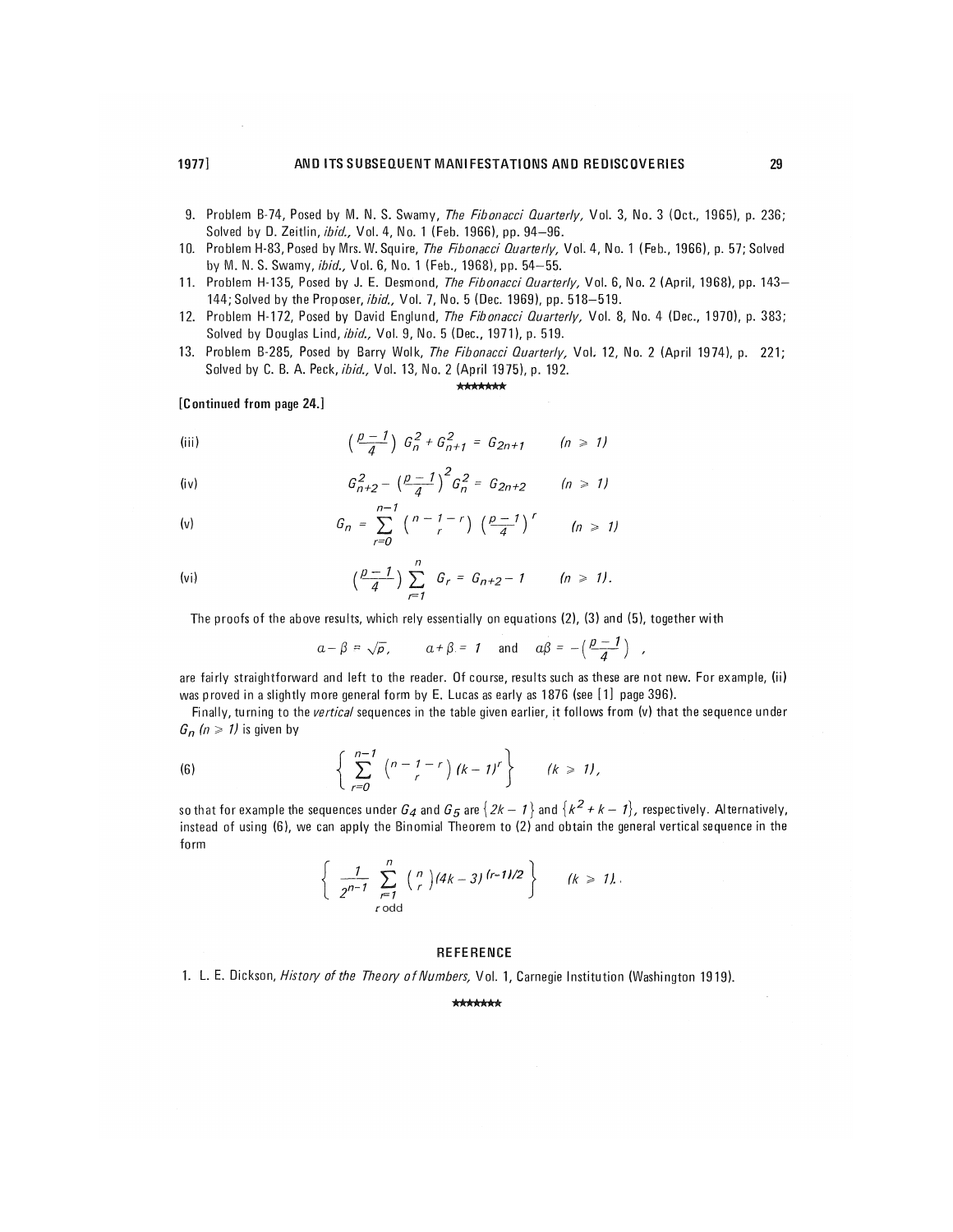9. Problem B-74, Posed by M. N. S. Swamy, *The Fibonacci Quarterly,* Vol. 3, No. 3 (Oct., 1965), p. 236; Solved by D. Zeitlin, *ibid.,* Vol. 4, No. 1 (Feb. 1966), pp. 94–96.
10. Problem H-83, Posed by Mrs. W. Squire, *The Fibonacci Quarterly,* Vol. 4, No. 1 (Feb., 1966), p. 57; Solved by M. N. S. Swamy, *ibid.,* Vol. 6, No. 1 (Feb., 1968), pp. 54–55.
11. Problem H-135, Posed by J. E. Desmond, *The Fibonacci Quarterly,* Vol. 6, No. 2 (April, 1968), pp. 143–144; Solved by the Proposer, *ibid.,* Vol. 7, No. 5 (Dec. 1969), pp. 518–519.
12. Problem H-172, Posed by David Englund, *The Fibonacci Quarterly,* Vol. 8, No. 4 (Dec., 1970), p. 383; Solved by Douglas Lind, *ibid.,* Vol. 9, No. 5 (Dec., 1971), p. 519.
13. Problem B-285, Posed by Barry Wolk, *The Fibonacci Quarterly,* Vol. 12, No. 2 (April 1974), p. 221; Solved by C. B. A. Peck, *ibid.,* Vol. 13, No. 2 (April 1975), p. 192.

\*\*\*\*\*\*\*

**[Continued from page 24.]**

(iii) $$\left(\frac{p-1}{4}\right) G_n^2 + G_{n+1}^2 = G_{2n+1} \qquad (n \geq 1)$$

(iv) $$G_{n+2}^2 - \left(\frac{p-1}{4}\right)^2 G_n^2 = G_{2n+2} \qquad (n \geq 1)$$

(v) $$G_n = \sum_{r=0}^{n-1} \binom{n-1-r}{r} \left(\frac{p-1}{4}\right)^r \qquad (n \geq 1)$$

(vi) $$\left(\frac{p-1}{4}\right) \sum_{r=1}^{n} G_r = G_{n+2} - 1 \qquad (n \geq 1).$$

The proofs of the above results, which rely essentially on equations (2), (3) and (5), together with

$$\alpha - \beta = \sqrt{p}, \qquad \alpha + \beta = 1 \quad \text{and} \quad \alpha\beta = -\left(\frac{p-1}{4}\right),$$

are fairly straightforward and left to the reader. Of course, results such as these are not new. For example, (ii) was proved in a slightly more general form by E. Lucas as early as 1876 (see [1] page 396).

Finally, turning to the *vertical* sequences in the table given earlier, it follows from (v) that the sequence under $G_n$ $(n \geq 1)$ is given by

(6) $$\left\{ \sum_{r=0}^{n-1} \binom{n-1-r}{r} (k-1)^r \right\} \qquad (k \geq 1),$$

so that for example the sequences under $G_4$ and $G_5$ are $\{2k-1\}$ and $\{k^2+k-1\}$, respectively. Alternatively, instead of using (6), we can apply the Binomial Theorem to (2) and obtain the general vertical sequence in the form

$$\left\{ \frac{1}{2^{n-1}} \sum_{\substack{r=1 \\ r \text{ odd}}}^{n} \binom{n}{r} (4k-3)^{(r-1)/2} \right\} \qquad (k \geq 1).$$

## REFERENCE

1. L. E. Dickson, *History of the Theory of Numbers,* Vol. 1, Carnegie Institution (Washington 1919).

\*\*\*\*\*\*\*